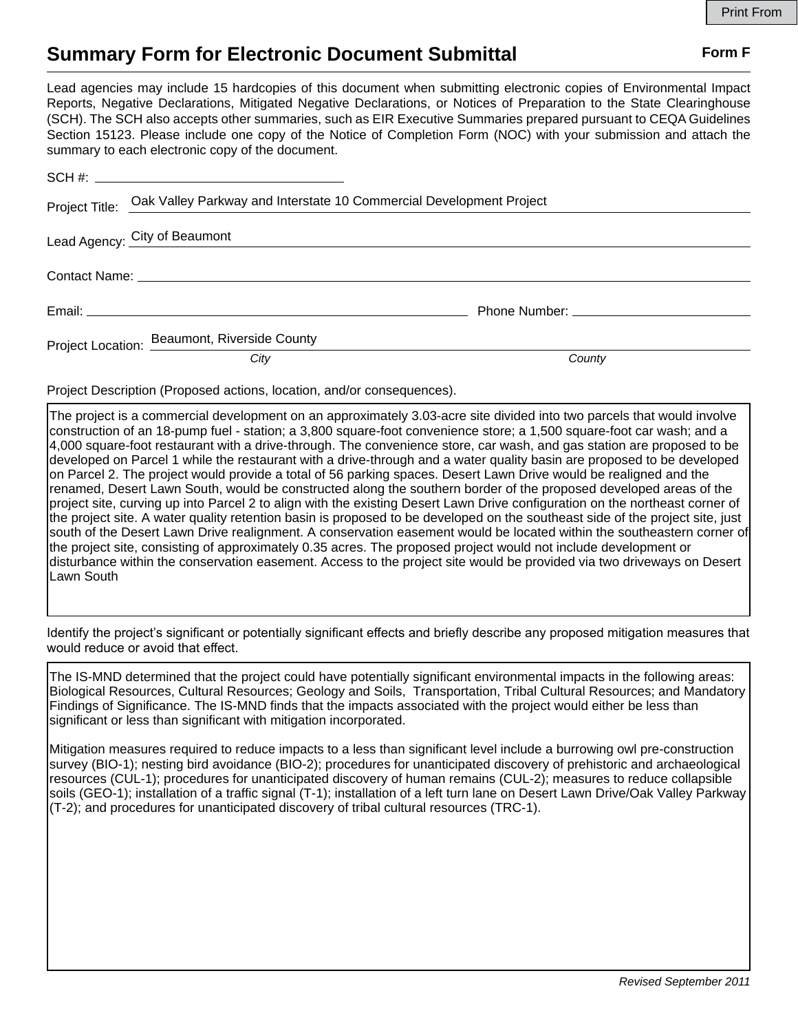# Summary Form for Electronic Document Submittal

**Form F**

Lead agencies may include 15 hardcopies of this document when submitting electronic copies of Environmental Impact Reports, Negative Declarations, Mitigated Negative Declarations, or Notices of Preparation to the State Clearinghouse (SCH). The SCH also accepts other summaries, such as EIR Executive Summaries prepared pursuant to CEQA Guidelines Section 15123. Please include one copy of the Notice of Completion Form (NOC) with your submission and attach the summary to each electronic copy of the document.

SCH #: 

Project Title: Oak Valley Parkway and Interstate 10 Commercial Development Project

Lead Agency: City of Beaumont

Contact Name: 

Email: Phone Number: 

Project Location: Beaumont, Riverside County

*City* *County*

Project Description (Proposed actions, location, and/or consequences).

The project is a commercial development on an approximately 3.03-acre site divided into two parcels that would involve construction of an 18-pump fuel - station; a 3,800 square-foot convenience store; a 1,500 square-foot car wash; and a 4,000 square-foot restaurant with a drive-through. The convenience store, car wash, and gas station are proposed to be developed on Parcel 1 while the restaurant with a drive-through and a water quality basin are proposed to be developed on Parcel 2. The project would provide a total of 56 parking spaces. Desert Lawn Drive would be realigned and the renamed, Desert Lawn South, would be constructed along the southern border of the proposed developed areas of the project site, curving up into Parcel 2 to align with the existing Desert Lawn Drive configuration on the northeast corner of the project site. A water quality retention basin is proposed to be developed on the southeast side of the project site, just south of the Desert Lawn Drive realignment. A conservation easement would be located within the southeastern corner of the project site, consisting of approximately 0.35 acres. The proposed project would not include development or disturbance within the conservation easement. Access to the project site would be provided via two driveways on Desert Lawn South

Identify the project's significant or potentially significant effects and briefly describe any proposed mitigation measures that would reduce or avoid that effect.

The IS-MND determined that the project could have potentially significant environmental impacts in the following areas: Biological Resources, Cultural Resources; Geology and Soils, Transportation, Tribal Cultural Resources; and Mandatory Findings of Significance. The IS-MND finds that the impacts associated with the project would either be less than significant or less than significant with mitigation incorporated.

Mitigation measures required to reduce impacts to a less than significant level include a burrowing owl pre-construction survey (BIO-1); nesting bird avoidance (BIO-2); procedures for unanticipated discovery of prehistoric and archaeological resources (CUL-1); procedures for unanticipated discovery of human remains (CUL-2); measures to reduce collapsible soils (GEO-1); installation of a traffic signal (T-1); installation of a left turn lane on Desert Lawn Drive/Oak Valley Parkway (T-2); and procedures for unanticipated discovery of tribal cultural resources (TRC-1).

*Revised September 2011*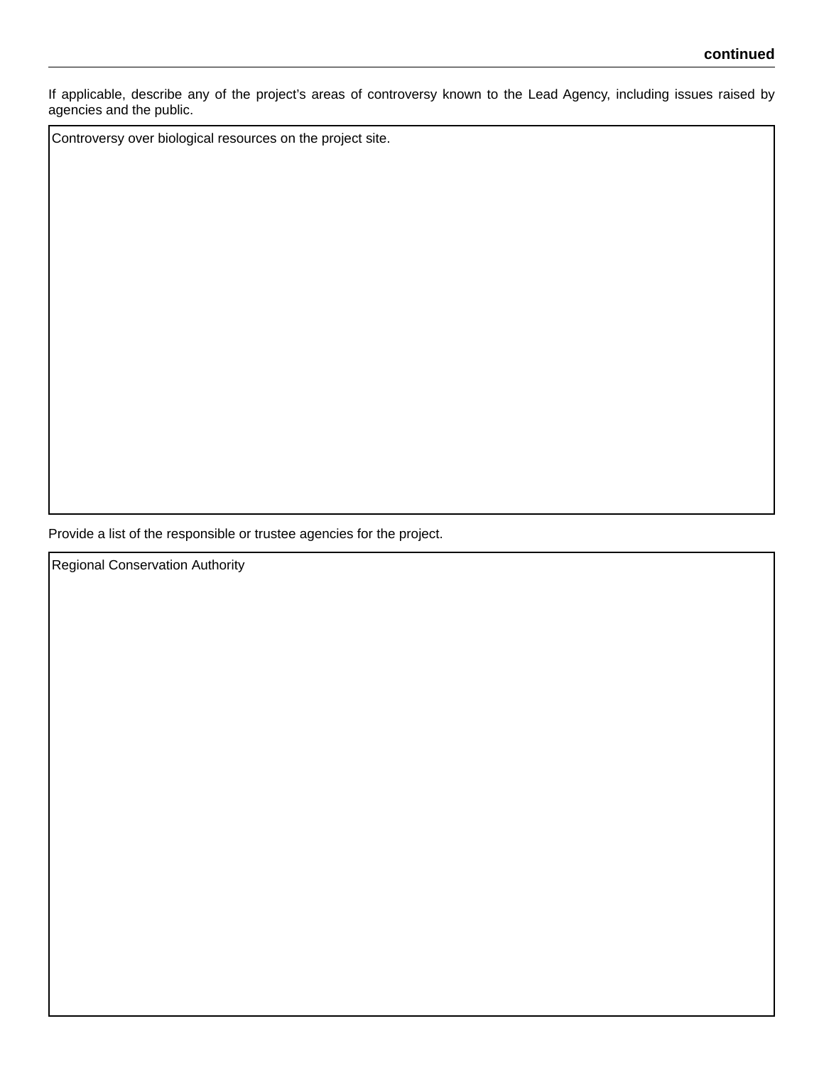**continued**

If applicable, describe any of the project's areas of controversy known to the Lead Agency, including issues raised by agencies and the public.

| |
|---|
| Controversy over biological resources on the project site. |

Provide a list of the responsible or trustee agencies for the project.

| |
|---|
| Regional Conservation Authority |